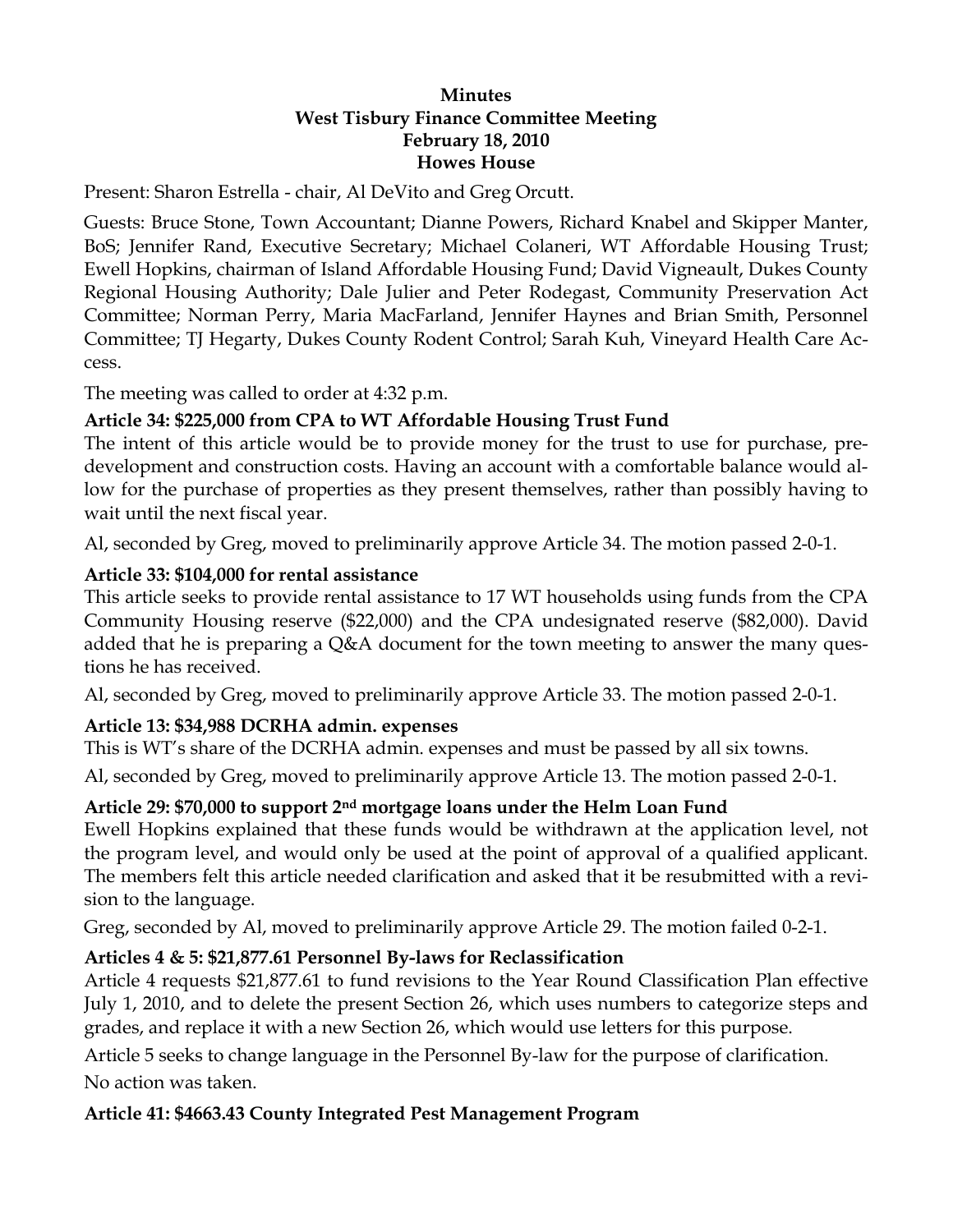# Minutes
# West Tisbury Finance Committee Meeting
# February 18, 2010
# Howes House

Present: Sharon Estrella - chair, Al DeVito and Greg Orcutt.

Guests: Bruce Stone, Town Accountant; Dianne Powers, Richard Knabel and Skipper Manter, BoS; Jennifer Rand, Executive Secretary; Michael Colaneri, WT Affordable Housing Trust; Ewell Hopkins, chairman of Island Affordable Housing Fund; David Vigneault, Dukes County Regional Housing Authority; Dale Julier and Peter Rodegast, Community Preservation Act Committee; Norman Perry, Maria MacFarland, Jennifer Haynes and Brian Smith, Personnel Committee; TJ Hegarty, Dukes County Rodent Control; Sarah Kuh, Vineyard Health Care Access.

The meeting was called to order at 4:32 p.m.

**Article 34: $225,000 from CPA to WT Affordable Housing Trust Fund**

The intent of this article would be to provide money for the trust to use for purchase, predevelopment and construction costs. Having an account with a comfortable balance would allow for the purchase of properties as they present themselves, rather than possibly having to wait until the next fiscal year.

Al, seconded by Greg, moved to preliminarily approve Article 34. The motion passed 2-0-1.

**Article 33: $104,000 for rental assistance**

This article seeks to provide rental assistance to 17 WT households using funds from the CPA Community Housing reserve ($22,000) and the CPA undesignated reserve ($82,000). David added that he is preparing a Q&A document for the town meeting to answer the many questions he has received.

Al, seconded by Greg, moved to preliminarily approve Article 33. The motion passed 2-0-1.

**Article 13: $34,988 DCRHA admin. expenses**

This is WT's share of the DCRHA admin. expenses and must be passed by all six towns.

Al, seconded by Greg, moved to preliminarily approve Article 13. The motion passed 2-0-1.

**Article 29: $70,000 to support 2nd mortgage loans under the Helm Loan Fund**

Ewell Hopkins explained that these funds would be withdrawn at the application level, not the program level, and would only be used at the point of approval of a qualified applicant. The members felt this article needed clarification and asked that it be resubmitted with a revision to the language.

Greg, seconded by Al, moved to preliminarily approve Article 29. The motion failed 0-2-1.

**Articles 4 & 5: $21,877.61 Personnel By-laws for Reclassification**

Article 4 requests $21,877.61 to fund revisions to the Year Round Classification Plan effective July 1, 2010, and to delete the present Section 26, which uses numbers to categorize steps and grades, and replace it with a new Section 26, which would use letters for this purpose.

Article 5 seeks to change language in the Personnel By-law for the purpose of clarification.

No action was taken.

**Article 41: $4663.43 County Integrated Pest Management Program**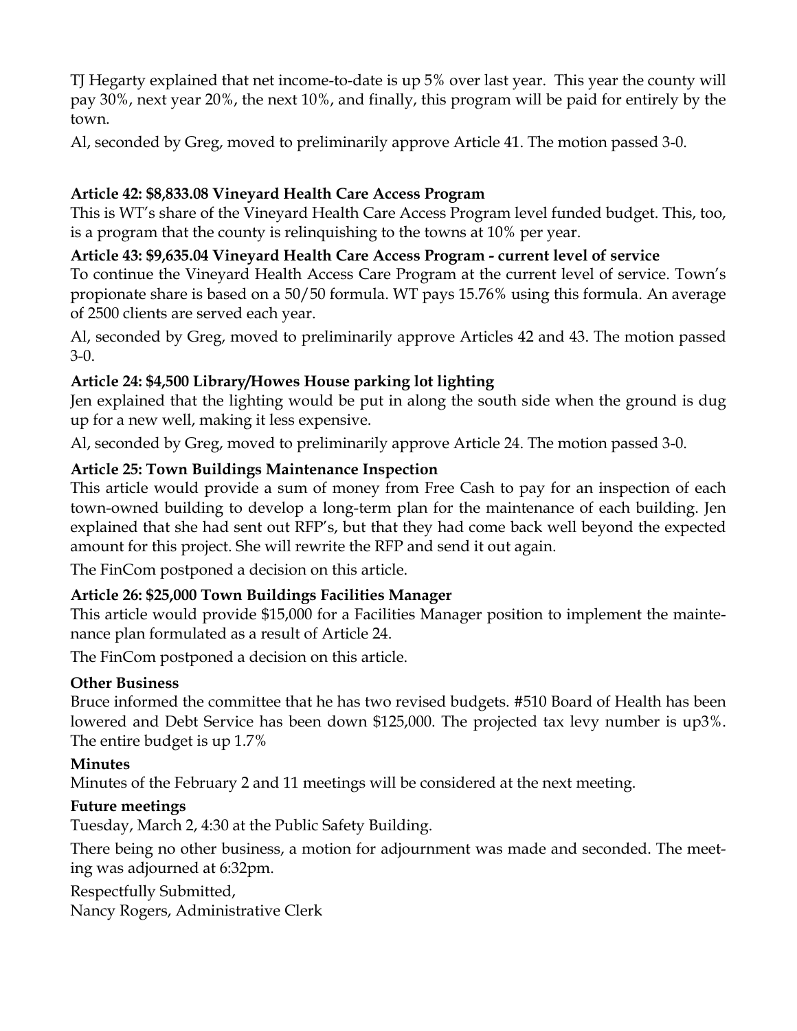TJ Hegarty explained that net income-to-date is up 5% over last year. This year the county will pay 30%, next year 20%, the next 10%, and finally, this program will be paid for entirely by the town.

Al, seconded by Greg, moved to preliminarily approve Article 41. The motion passed 3-0.

**Article 42: $8,833.08 Vineyard Health Care Access Program**

This is WT's share of the Vineyard Health Care Access Program level funded budget. This, too, is a program that the county is relinquishing to the towns at 10% per year.

**Article 43: $9,635.04 Vineyard Health Care Access Program - current level of service**

To continue the Vineyard Health Access Care Program at the current level of service. Town's propionate share is based on a 50/50 formula. WT pays 15.76% using this formula. An average of 2500 clients are served each year.

Al, seconded by Greg, moved to preliminarily approve Articles 42 and 43. The motion passed 3-0.

**Article 24: $4,500 Library/Howes House parking lot lighting**

Jen explained that the lighting would be put in along the south side when the ground is dug up for a new well, making it less expensive.

Al, seconded by Greg, moved to preliminarily approve Article 24. The motion passed 3-0.

**Article 25: Town Buildings Maintenance Inspection**

This article would provide a sum of money from Free Cash to pay for an inspection of each town-owned building to develop a long-term plan for the maintenance of each building. Jen explained that she had sent out RFP's, but that they had come back well beyond the expected amount for this project. She will rewrite the RFP and send it out again.

The FinCom postponed a decision on this article.

**Article 26: $25,000 Town Buildings Facilities Manager**

This article would provide $15,000 for a Facilities Manager position to implement the maintenance plan formulated as a result of Article 24.

The FinCom postponed a decision on this article.

**Other Business**

Bruce informed the committee that he has two revised budgets. #510 Board of Health has been lowered and Debt Service has been down $125,000. The projected tax levy number is up3%. The entire budget is up 1.7%

**Minutes**

Minutes of the February 2 and 11 meetings will be considered at the next meeting.

**Future meetings**

Tuesday, March 2, 4:30 at the Public Safety Building.

There being no other business, a motion for adjournment was made and seconded. The meeting was adjourned at 6:32pm.

Respectfully Submitted,
Nancy Rogers, Administrative Clerk